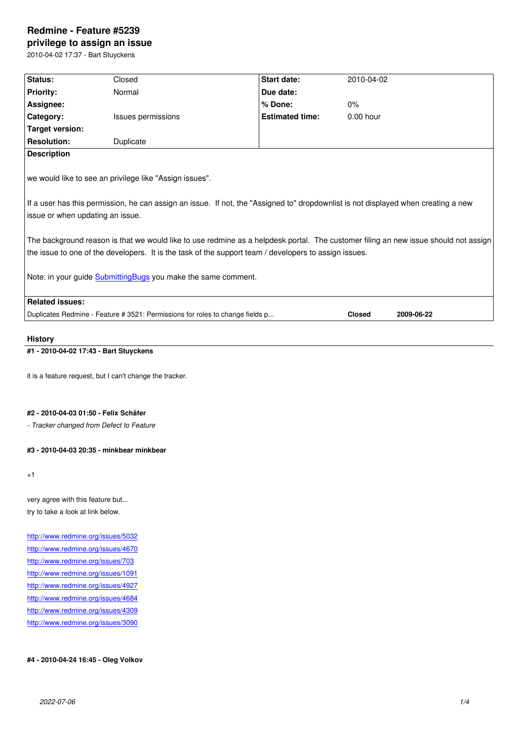# Redmine - Feature #5239

## privilege to assign an issue

2010-04-02 17:37 - Bart Stuyckens

| Status: | Closed | Start date: | 2010-04-02 |
|---|---|---|---|
| Priority: | Normal | Due date: | |
| Assignee: | | % Done: | 0% |
| Category: | Issues permissions | Estimated time: | 0.00 hour |
| Target version: | | | |
| Resolution: | Duplicate | | |

**Description**

we would like to see an privilege like "Assign issues".

If a user has this permission, he can assign an issue.  If not, the "Assigned to" dropdownlist is not displayed when creating a new issue or when updating an issue.

The background reason is that we would like to use redmine as a helpdesk portal.  The customer filing an new issue should not assign the issue to one of the developers.  It is the task of the support team / developers to assign issues.

Note: in your guide SubmittingBugs you make the same comment.

**Related issues:**

| | | |
|---|---|---|
| Duplicates Redmine - Feature # 3521: Permissions for roles to change fields p... | Closed | 2009-06-22 |

## History

**#1 - 2010-04-02 17:43 - Bart Stuyckens**

it is a feature request, but I can't change the tracker.

**#2 - 2010-04-03 01:50 - Felix Schäfer**

*- Tracker changed from Defect to Feature*

**#3 - 2010-04-03 20:35 - minkbear minkbear**

+1

very agree with this feature but...
try to take a look at link below.

http://www.redmine.org/issues/5032
http://www.redmine.org/issues/4670
http://www.redmine.org/issues/703
http://www.redmine.org/issues/1091
http://www.redmine.org/issues/4927
http://www.redmine.org/issues/4684
http://www.redmine.org/issues/4309
http://www.redmine.org/issues/3090

**#4 - 2010-04-24 16:45 - Oleg Volkov**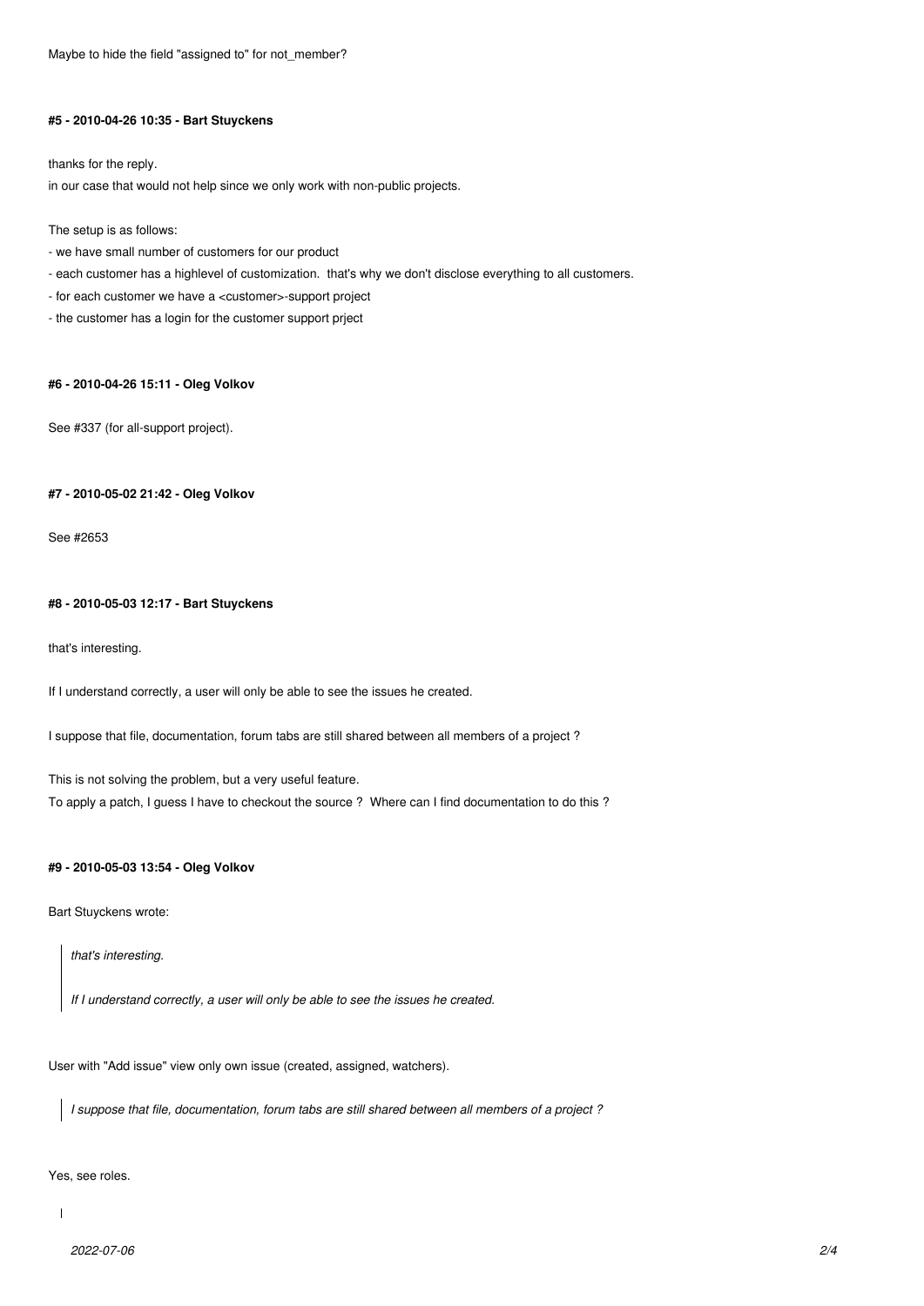Maybe to hide the field "assigned to" for not_member?

#### #5 - 2010-04-26 10:35 - Bart Stuyckens

thanks for the reply.
in our case that would not help since we only work with non-public projects.

The setup is as follows:

- we have small number of customers for our product
- each customer has a highlevel of customization. that's why we don't disclose everything to all customers.
- for each customer we have a <customer>-support project
- the customer has a login for the customer support prject

#### #6 - 2010-04-26 15:11 - Oleg Volkov

See #337 (for all-support project).

#### #7 - 2010-05-02 21:42 - Oleg Volkov

See #2653

#### #8 - 2010-05-03 12:17 - Bart Stuyckens

that's interesting.

If I understand correctly, a user will only be able to see the issues he created.

I suppose that file, documentation, forum tabs are still shared between all members of a project ?

This is not solving the problem, but a very useful feature.
To apply a patch, I guess I have to checkout the source ? Where can I find documentation to do this ?

#### #9 - 2010-05-03 13:54 - Oleg Volkov

Bart Stuyckens wrote:

> *that's interesting.*
>
> *If I understand correctly, a user will only be able to see the issues he created.*

User with "Add issue" view only own issue (created, assigned, watchers).

> *I suppose that file, documentation, forum tabs are still shared between all members of a project ?*

Yes, see roles.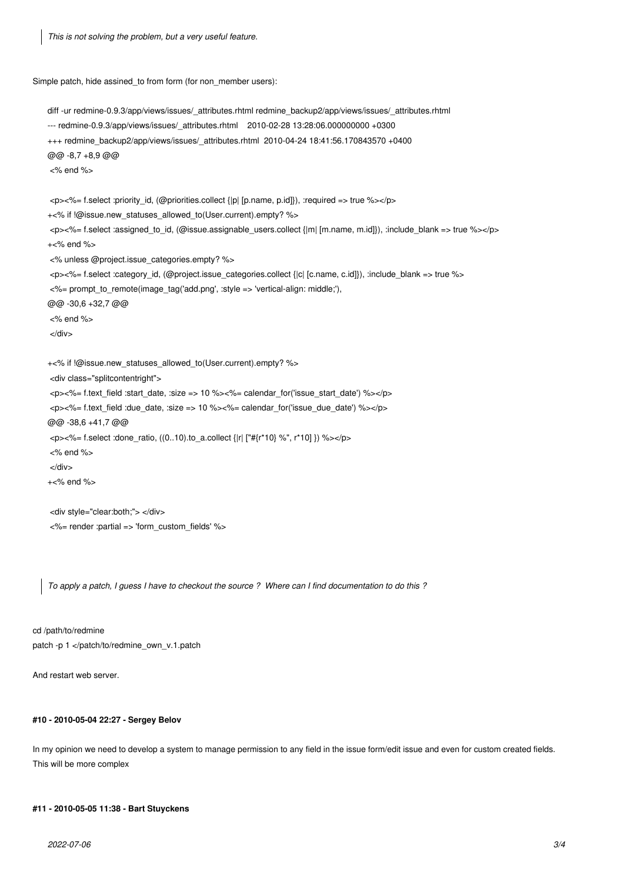> *This is not solving the problem, but a very useful feature.*

Simple patch, hide assined_to from form (for non_member users):

```
diff -ur redmine-0.9.3/app/views/issues/_attributes.rhtml redmine_backup2/app/views/issues/_attributes.rhtml
--- redmine-0.9.3/app/views/issues/_attributes.rhtml    2010-02-28 13:28:06.000000000 +0300
+++ redmine_backup2/app/views/issues/_attributes.rhtml  2010-04-24 18:41:56.170843570 +0400
@@ -8,7 +8,9 @@
 <% end %>

 <p><%= f.select :priority_id, (@priorities.collect {|p| [p.name, p.id]}), :required => true %></p>
+<% if !@issue.new_statuses_allowed_to(User.current).empty? %>
 <p><%= f.select :assigned_to_id, (@issue.assignable_users.collect {|m| [m.name, m.id]}), :include_blank => true %></p>
+<% end %>
 <% unless @project.issue_categories.empty? %>
 <p><%= f.select :category_id, (@project.issue_categories.collect {|c| [c.name, c.id]}), :include_blank => true %>
 <%= prompt_to_remote(image_tag('add.png', :style => 'vertical-align: middle;'),
@@ -30,6 +32,7 @@
 <% end %>
 </div>

+<% if !@issue.new_statuses_allowed_to(User.current).empty? %>
 <div class="splitcontentright">
 <p><%= f.text_field :start_date, :size => 10 %><%= calendar_for('issue_start_date') %></p>
 <p><%= f.text_field :due_date, :size => 10 %><%= calendar_for('issue_due_date') %></p>
@@ -38,6 +41,7 @@
 <p><%= f.select :done_ratio, ((0..10).to_a.collect {|r| ["#{r*10} %", r*10] }) %></p>
 <% end %>
 </div>
+<% end %>

 <div style="clear:both;"> </div>
 <%= render :partial => 'form_custom_fields' %>
```

> *To apply a patch, I guess I have to checkout the source ? Where can I find documentation to do this ?*

```
cd /path/to/redmine
patch -p 1 </patch/to/redmine_own_v.1.patch
```

And restart web server.

#### #10 - 2010-05-04 22:27 - Sergey Belov

In my opinion we need to develop a system to manage permission to any field in the issue form/edit issue and even for custom created fields. This will be more complex

#### #11 - 2010-05-05 11:38 - Bart Stuyckens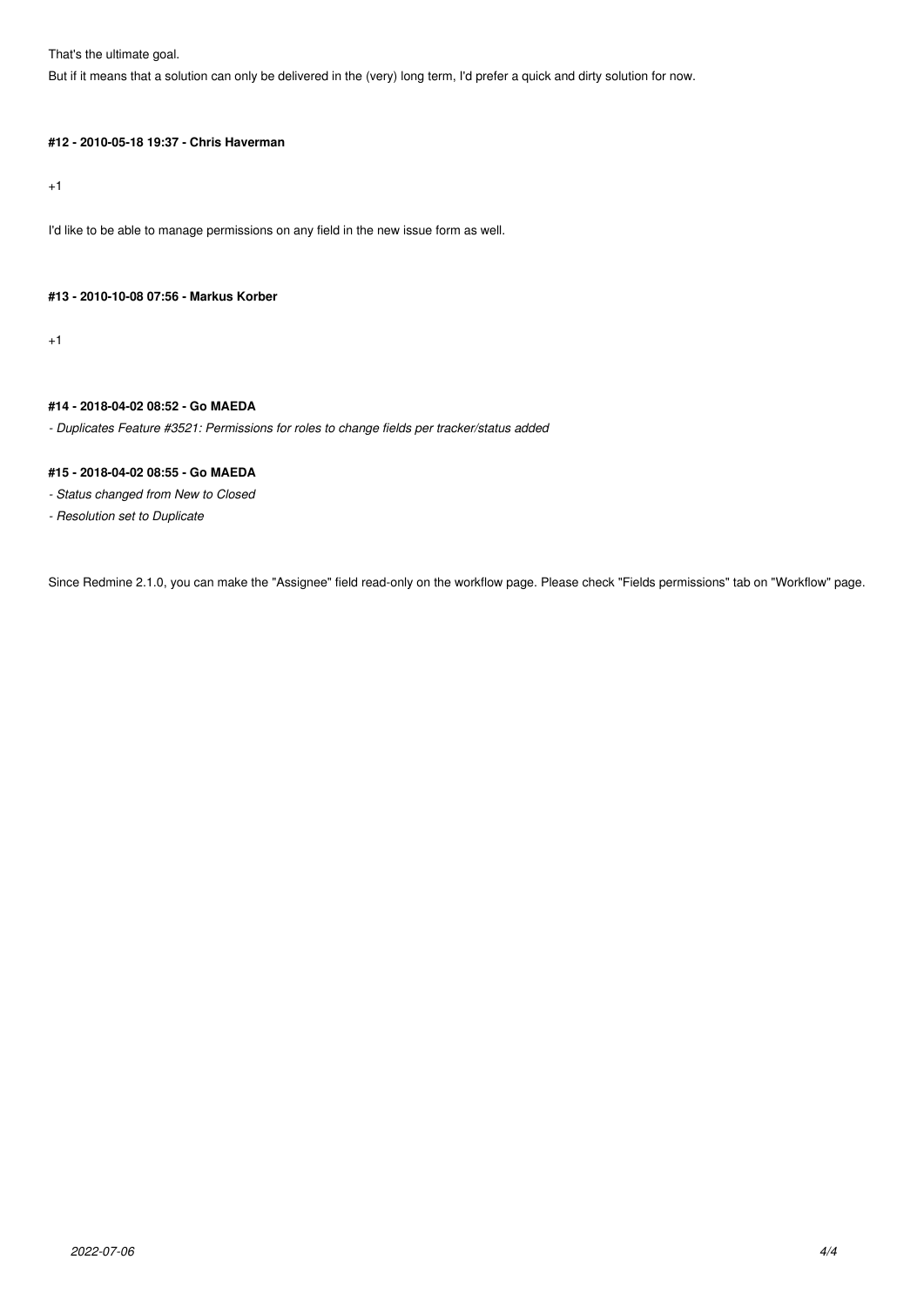That's the ultimate goal.

But if it means that a solution can only be delivered in the (very) long term, I'd prefer a quick and dirty solution for now.

#### #12 - 2010-05-18 19:37 - Chris Haverman

+1

I'd like to be able to manage permissions on any field in the new issue form as well.

#### #13 - 2010-10-08 07:56 - Markus Korber

+1

#### #14 - 2018-04-02 08:52 - Go MAEDA

*- Duplicates Feature #3521: Permissions for roles to change fields per tracker/status added*

#### #15 - 2018-04-02 08:55 - Go MAEDA

*- Status changed from New to Closed*

*- Resolution set to Duplicate*

Since Redmine 2.1.0, you can make the "Assignee" field read-only on the workflow page. Please check "Fields permissions" tab on "Workflow" page.